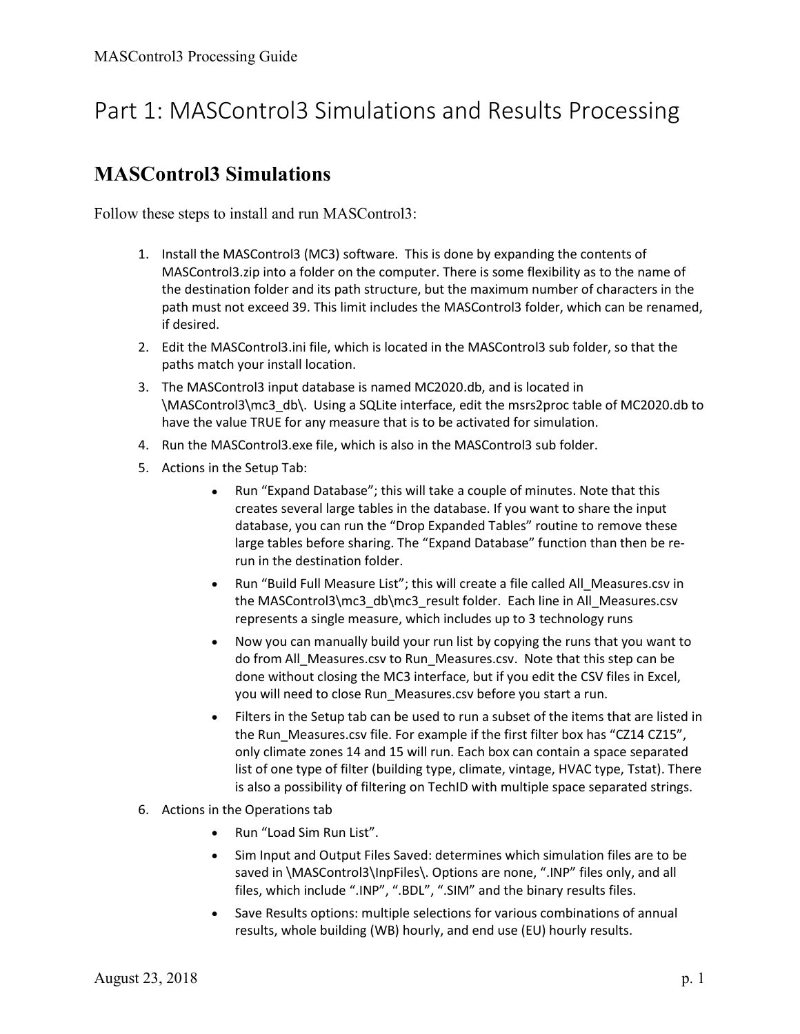# Part 1: MASControl3 Simulations and Results Processing

## MASControl3 Simulations

Follow these steps to install and run MASControl3:

1. Install the MASControl3 (MC3) software. This is done by expanding the contents of MASControl3.zip into a folder on the computer. There is some flexibility as to the name of the destination folder and its path structure, but the maximum number of characters in the path must not exceed 39. This limit includes the MASControl3 folder, which can be renamed, if desired.
2. Edit the MASControl3.ini file, which is located in the MASControl3 sub folder, so that the paths match your install location.
3. The MASControl3 input database is named MC2020.db, and is located in \MASControl3\mc3_db\. Using a SQLite interface, edit the msrs2proc table of MC2020.db to have the value TRUE for any measure that is to be activated for simulation.
4. Run the MASControl3.exe file, which is also in the MASControl3 sub folder.
5. Actions in the Setup Tab:
   - Run “Expand Database”; this will take a couple of minutes. Note that this creates several large tables in the database. If you want to share the input database, you can run the “Drop Expanded Tables” routine to remove these large tables before sharing. The “Expand Database” function than then be re-run in the destination folder.
   - Run “Build Full Measure List”; this will create a file called All_Measures.csv in the MASControl3\mc3_db\mc3_result folder. Each line in All_Measures.csv represents a single measure, which includes up to 3 technology runs
   - Now you can manually build your run list by copying the runs that you want to do from All_Measures.csv to Run_Measures.csv. Note that this step can be done without closing the MC3 interface, but if you edit the CSV files in Excel, you will need to close Run_Measures.csv before you start a run.
   - Filters in the Setup tab can be used to run a subset of the items that are listed in the Run_Measures.csv file. For example if the first filter box has “CZ14 CZ15”, only climate zones 14 and 15 will run. Each box can contain a space separated list of one type of filter (building type, climate, vintage, HVAC type, Tstat). There is also a possibility of filtering on TechID with multiple space separated strings.
6. Actions in the Operations tab
   - Run “Load Sim Run List”.
   - Sim Input and Output Files Saved: determines which simulation files are to be saved in \MASControl3\InpFiles\. Options are none, “.INP” files only, and all files, which include “.INP”, “.BDL”, “.SIM” and the binary results files.
   - Save Results options: multiple selections for various combinations of annual results, whole building (WB) hourly, and end use (EU) hourly results.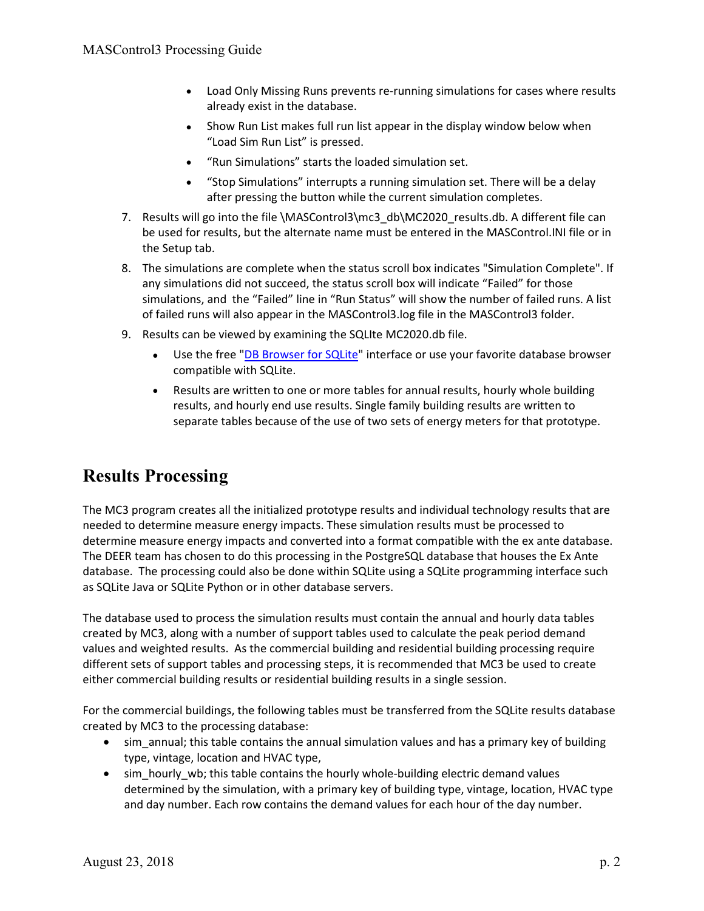- Load Only Missing Runs prevents re-running simulations for cases where results already exist in the database.
- Show Run List makes full run list appear in the display window below when “Load Sim Run List” is pressed.
- “Run Simulations” starts the loaded simulation set.
- “Stop Simulations” interrupts a running simulation set. There will be a delay after pressing the button while the current simulation completes.

7. Results will go into the file \MASControl3\mc3_db\MC2020_results.db. A different file can be used for results, but the alternate name must be entered in the MASControl.INI file or in the Setup tab.
8. The simulations are complete when the status scroll box indicates "Simulation Complete". If any simulations did not succeed, the status scroll box will indicate “Failed” for those simulations, and the “Failed” line in “Run Status” will show the number of failed runs. A list of failed runs will also appear in the MASControl3.log file in the MASControl3 folder.
9. Results can be viewed by examining the SQLIte MC2020.db file.
   - Use the free "[DB Browser for SQLite]" interface or use your favorite database browser compatible with SQLite.
   - Results are written to one or more tables for annual results, hourly whole building results, and hourly end use results. Single family building results are written to separate tables because of the use of two sets of energy meters for that prototype.

# Results Processing

The MC3 program creates all the initialized prototype results and individual technology results that are needed to determine measure energy impacts. These simulation results must be processed to determine measure energy impacts and converted into a format compatible with the ex ante database. The DEER team has chosen to do this processing in the PostgreSQL database that houses the Ex Ante database. The processing could also be done within SQLite using a SQLite programming interface such as SQLite Java or SQLite Python or in other database servers.

The database used to process the simulation results must contain the annual and hourly data tables created by MC3, along with a number of support tables used to calculate the peak period demand values and weighted results. As the commercial building and residential building processing require different sets of support tables and processing steps, it is recommended that MC3 be used to create either commercial building results or residential building results in a single session.

For the commercial buildings, the following tables must be transferred from the SQLite results database created by MC3 to the processing database:

- sim_annual; this table contains the annual simulation values and has a primary key of building type, vintage, location and HVAC type,
- sim_hourly_wb; this table contains the hourly whole-building electric demand values determined by the simulation, with a primary key of building type, vintage, location, HVAC type and day number. Each row contains the demand values for each hour of the day number.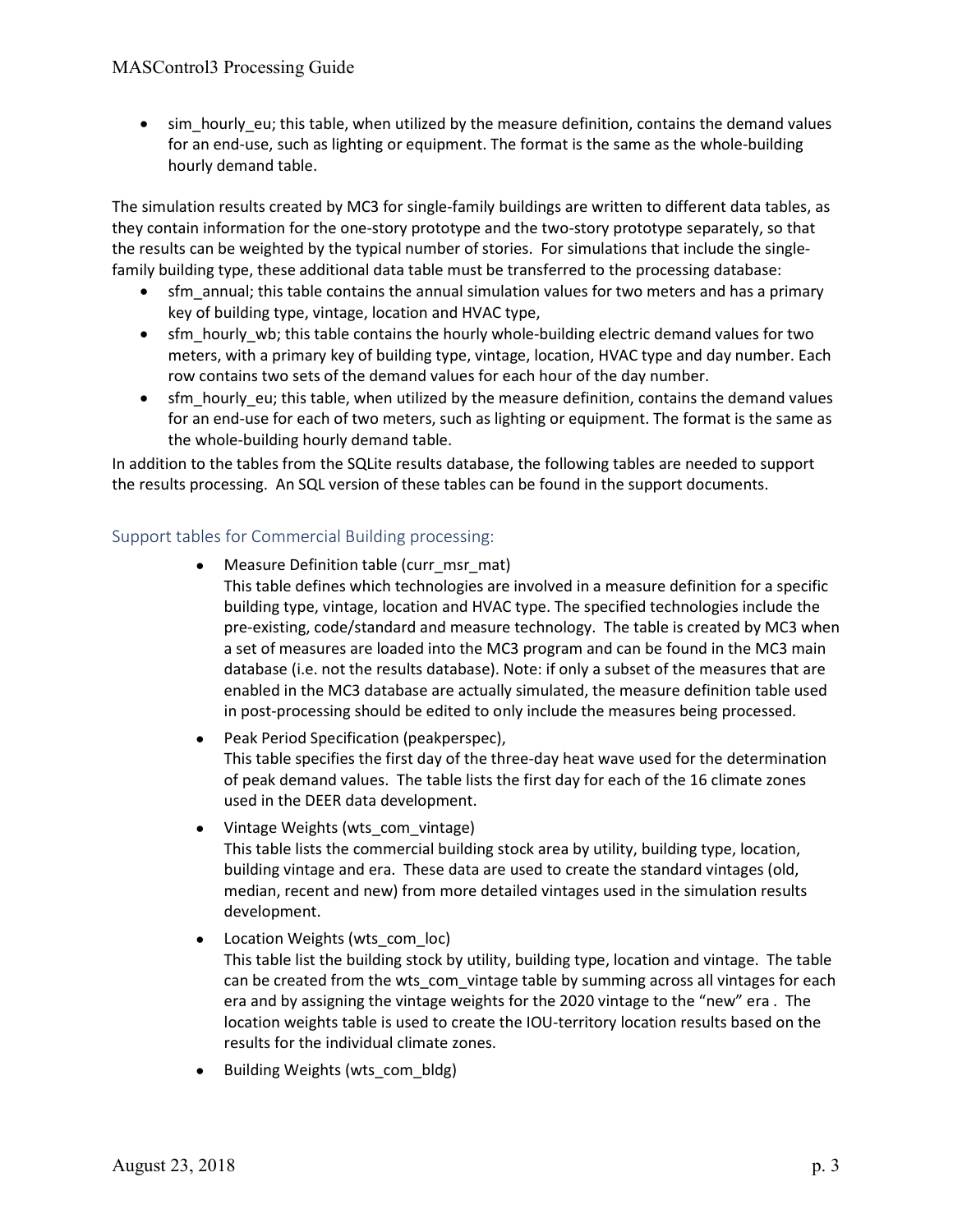- sim_hourly_eu; this table, when utilized by the measure definition, contains the demand values for an end-use, such as lighting or equipment. The format is the same as the whole-building hourly demand table.

The simulation results created by MC3 for single-family buildings are written to different data tables, as they contain information for the one-story prototype and the two-story prototype separately, so that the results can be weighted by the typical number of stories. For simulations that include the single-family building type, these additional data table must be transferred to the processing database:

- sfm_annual; this table contains the annual simulation values for two meters and has a primary key of building type, vintage, location and HVAC type,
- sfm_hourly_wb; this table contains the hourly whole-building electric demand values for two meters, with a primary key of building type, vintage, location, HVAC type and day number. Each row contains two sets of the demand values for each hour of the day number.
- sfm_hourly_eu; this table, when utilized by the measure definition, contains the demand values for an end-use for each of two meters, such as lighting or equipment. The format is the same as the whole-building hourly demand table.

In addition to the tables from the SQLite results database, the following tables are needed to support the results processing. An SQL version of these tables can be found in the support documents.

## Support tables for Commercial Building processing:

- Measure Definition table (curr_msr_mat)
  This table defines which technologies are involved in a measure definition for a specific building type, vintage, location and HVAC type. The specified technologies include the pre-existing, code/standard and measure technology. The table is created by MC3 when a set of measures are loaded into the MC3 program and can be found in the MC3 main database (i.e. not the results database). Note: if only a subset of the measures that are enabled in the MC3 database are actually simulated, the measure definition table used in post-processing should be edited to only include the measures being processed.
- Peak Period Specification (peakperspec),
  This table specifies the first day of the three-day heat wave used for the determination of peak demand values. The table lists the first day for each of the 16 climate zones used in the DEER data development.
- Vintage Weights (wts_com_vintage)
  This table lists the commercial building stock area by utility, building type, location, building vintage and era. These data are used to create the standard vintages (old, median, recent and new) from more detailed vintages used in the simulation results development.
- Location Weights (wts_com_loc)
  This table list the building stock by utility, building type, location and vintage. The table can be created from the wts_com_vintage table by summing across all vintages for each era and by assigning the vintage weights for the 2020 vintage to the "new" era . The location weights table is used to create the IOU-territory location results based on the results for the individual climate zones.
- Building Weights (wts_com_bldg)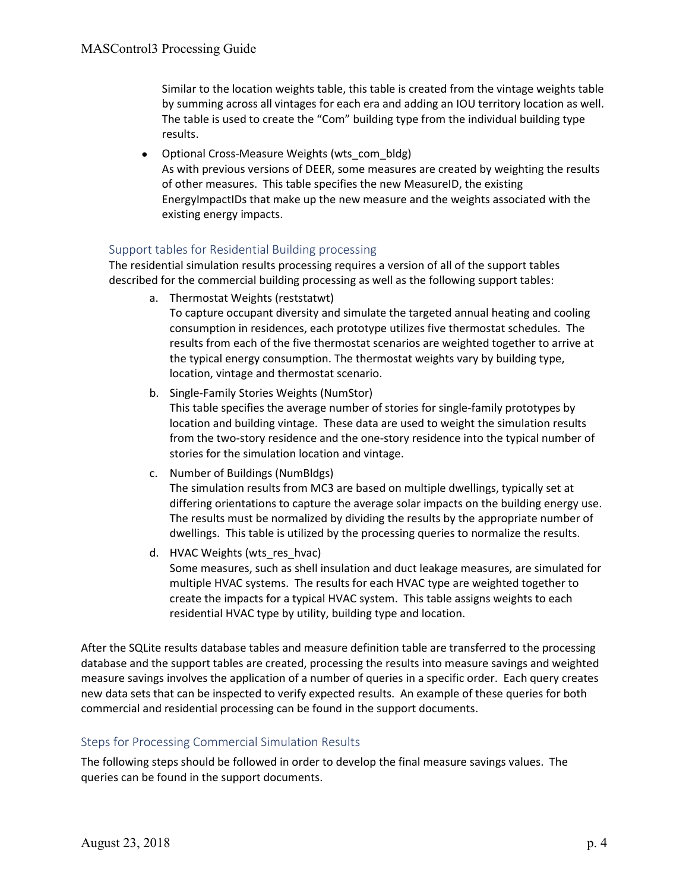Similar to the location weights table, this table is created from the vintage weights table by summing across all vintages for each era and adding an IOU territory location as well. The table is used to create the "Com" building type from the individual building type results.

- Optional Cross-Measure Weights (wts_com_bldg)
  As with previous versions of DEER, some measures are created by weighting the results of other measures. This table specifies the new MeasureID, the existing EnergyImpactIDs that make up the new measure and the weights associated with the existing energy impacts.

### Support tables for Residential Building processing

The residential simulation results processing requires a version of all of the support tables described for the commercial building processing as well as the following support tables:

a. Thermostat Weights (reststatwt)
   To capture occupant diversity and simulate the targeted annual heating and cooling consumption in residences, each prototype utilizes five thermostat schedules. The results from each of the five thermostat scenarios are weighted together to arrive at the typical energy consumption. The thermostat weights vary by building type, location, vintage and thermostat scenario.

b. Single-Family Stories Weights (NumStor)
   This table specifies the average number of stories for single-family prototypes by location and building vintage. These data are used to weight the simulation results from the two-story residence and the one-story residence into the typical number of stories for the simulation location and vintage.

c. Number of Buildings (NumBldgs)
   The simulation results from MC3 are based on multiple dwellings, typically set at differing orientations to capture the average solar impacts on the building energy use. The results must be normalized by dividing the results by the appropriate number of dwellings. This table is utilized by the processing queries to normalize the results.

d. HVAC Weights (wts_res_hvac)
   Some measures, such as shell insulation and duct leakage measures, are simulated for multiple HVAC systems. The results for each HVAC type are weighted together to create the impacts for a typical HVAC system. This table assigns weights to each residential HVAC type by utility, building type and location.

After the SQLite results database tables and measure definition table are transferred to the processing database and the support tables are created, processing the results into measure savings and weighted measure savings involves the application of a number of queries in a specific order. Each query creates new data sets that can be inspected to verify expected results. An example of these queries for both commercial and residential processing can be found in the support documents.

### Steps for Processing Commercial Simulation Results

The following steps should be followed in order to develop the final measure savings values. The queries can be found in the support documents.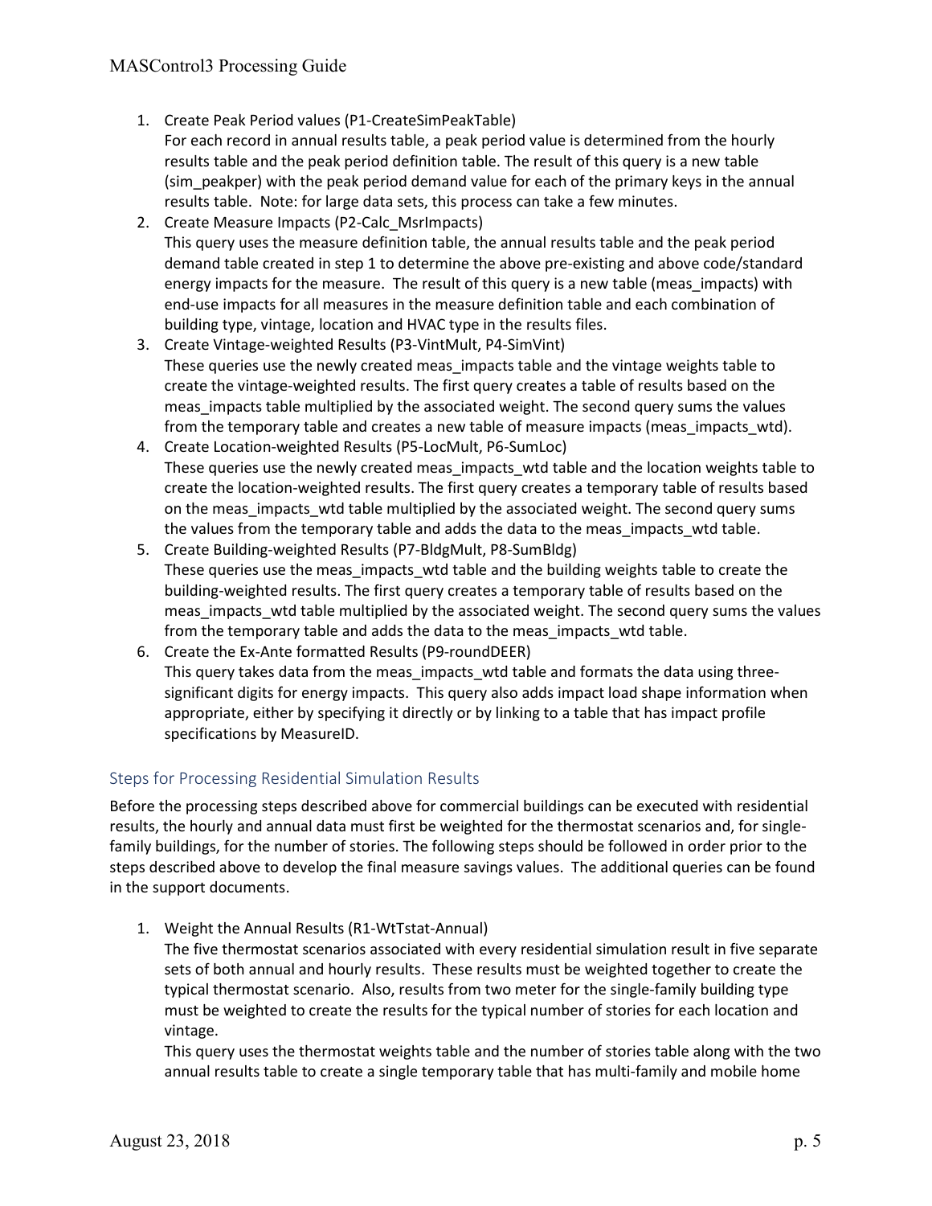1. Create Peak Period values (P1-CreateSimPeakTable)
   For each record in annual results table, a peak period value is determined from the hourly results table and the peak period definition table. The result of this query is a new table (sim_peakper) with the peak period demand value for each of the primary keys in the annual results table. Note: for large data sets, this process can take a few minutes.
2. Create Measure Impacts (P2-Calc_MsrImpacts)
   This query uses the measure definition table, the annual results table and the peak period demand table created in step 1 to determine the above pre-existing and above code/standard energy impacts for the measure. The result of this query is a new table (meas_impacts) with end-use impacts for all measures in the measure definition table and each combination of building type, vintage, location and HVAC type in the results files.
3. Create Vintage-weighted Results (P3-VintMult, P4-SimVint)
   These queries use the newly created meas_impacts table and the vintage weights table to create the vintage-weighted results. The first query creates a table of results based on the meas_impacts table multiplied by the associated weight. The second query sums the values from the temporary table and creates a new table of measure impacts (meas_impacts_wtd).
4. Create Location-weighted Results (P5-LocMult, P6-SumLoc)
   These queries use the newly created meas_impacts_wtd table and the location weights table to create the location-weighted results. The first query creates a temporary table of results based on the meas_impacts_wtd table multiplied by the associated weight. The second query sums the values from the temporary table and adds the data to the meas_impacts_wtd table.
5. Create Building-weighted Results (P7-BldgMult, P8-SumBldg)
   These queries use the meas_impacts_wtd table and the building weights table to create the building-weighted results. The first query creates a temporary table of results based on the meas_impacts_wtd table multiplied by the associated weight. The second query sums the values from the temporary table and adds the data to the meas_impacts_wtd table.
6. Create the Ex-Ante formatted Results (P9-roundDEER)
   This query takes data from the meas_impacts_wtd table and formats the data using three-significant digits for energy impacts. This query also adds impact load shape information when appropriate, either by specifying it directly or by linking to a table that has impact profile specifications by MeasureID.

## Steps for Processing Residential Simulation Results

Before the processing steps described above for commercial buildings can be executed with residential results, the hourly and annual data must first be weighted for the thermostat scenarios and, for single-family buildings, for the number of stories. The following steps should be followed in order prior to the steps described above to develop the final measure savings values. The additional queries can be found in the support documents.

1. Weight the Annual Results (R1-WtTstat-Annual)
   The five thermostat scenarios associated with every residential simulation result in five separate sets of both annual and hourly results. These results must be weighted together to create the typical thermostat scenario. Also, results from two meter for the single-family building type must be weighted to create the results for the typical number of stories for each location and vintage.
   This query uses the thermostat weights table and the number of stories table along with the two annual results table to create a single temporary table that has multi-family and mobile home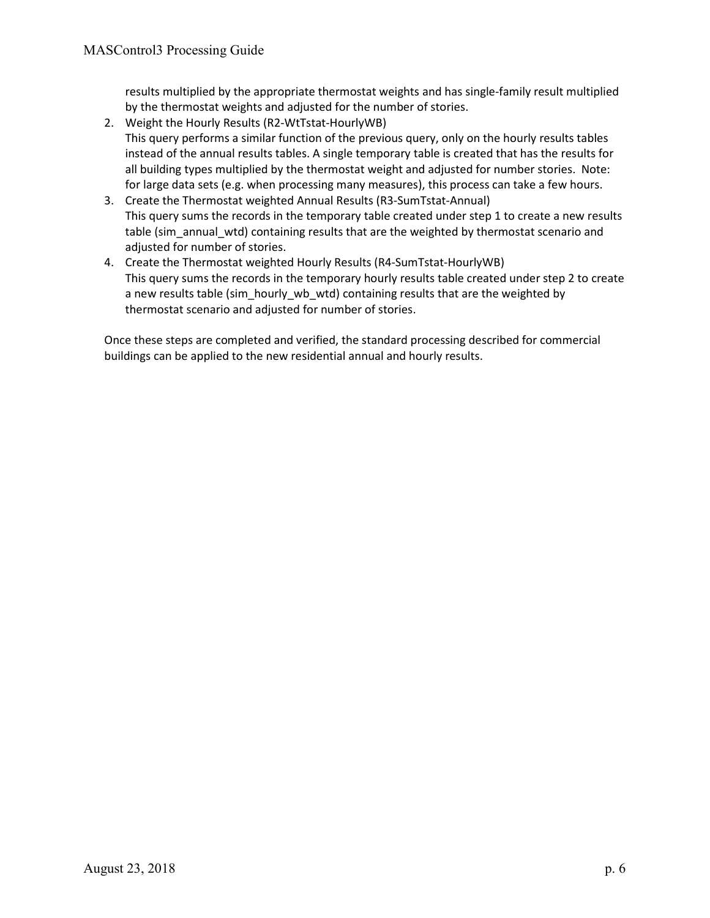results multiplied by the appropriate thermostat weights and has single-family result multiplied by the thermostat weights and adjusted for the number of stories.

2. Weight the Hourly Results (R2-WtTstat-HourlyWB)
   This query performs a similar function of the previous query, only on the hourly results tables instead of the annual results tables. A single temporary table is created that has the results for all building types multiplied by the thermostat weight and adjusted for number stories. Note: for large data sets (e.g. when processing many measures), this process can take a few hours.
3. Create the Thermostat weighted Annual Results (R3-SumTstat-Annual)
   This query sums the records in the temporary table created under step 1 to create a new results table (sim_annual_wtd) containing results that are the weighted by thermostat scenario and adjusted for number of stories.
4. Create the Thermostat weighted Hourly Results (R4-SumTstat-HourlyWB)
   This query sums the records in the temporary hourly results table created under step 2 to create a new results table (sim_hourly_wb_wtd) containing results that are the weighted by thermostat scenario and adjusted for number of stories.

Once these steps are completed and verified, the standard processing described for commercial buildings can be applied to the new residential annual and hourly results.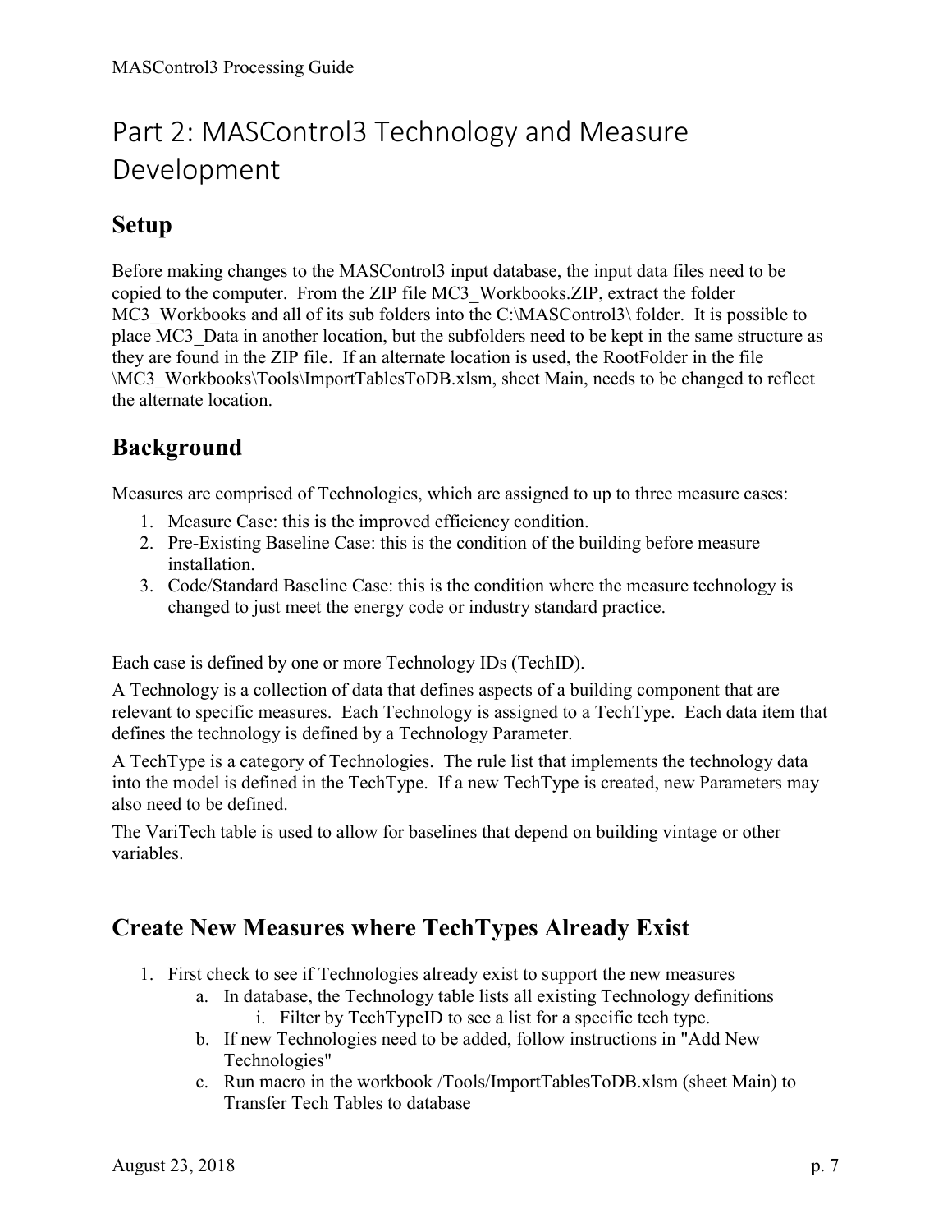# Part 2: MASControl3 Technology and Measure Development

## Setup

Before making changes to the MASControl3 input database, the input data files need to be copied to the computer. From the ZIP file MC3_Workbooks.ZIP, extract the folder MC3_Workbooks and all of its sub folders into the C:\MASControl3\ folder. It is possible to place MC3_Data in another location, but the subfolders need to be kept in the same structure as they are found in the ZIP file. If an alternate location is used, the RootFolder in the file \MC3_Workbooks\Tools\ImportTablesToDB.xlsm, sheet Main, needs to be changed to reflect the alternate location.

## Background

Measures are comprised of Technologies, which are assigned to up to three measure cases:

1. Measure Case: this is the improved efficiency condition.
2. Pre-Existing Baseline Case: this is the condition of the building before measure installation.
3. Code/Standard Baseline Case: this is the condition where the measure technology is changed to just meet the energy code or industry standard practice.

Each case is defined by one or more Technology IDs (TechID).

A Technology is a collection of data that defines aspects of a building component that are relevant to specific measures. Each Technology is assigned to a TechType. Each data item that defines the technology is defined by a Technology Parameter.

A TechType is a category of Technologies. The rule list that implements the technology data into the model is defined in the TechType. If a new TechType is created, new Parameters may also need to be defined.

The VariTech table is used to allow for baselines that depend on building vintage or other variables.

## Create New Measures where TechTypes Already Exist

1. First check to see if Technologies already exist to support the new measures
   a. In database, the Technology table lists all existing Technology definitions
      i. Filter by TechTypeID to see a list for a specific tech type.
   b. If new Technologies need to be added, follow instructions in "Add New Technologies"
   c. Run macro in the workbook /Tools/ImportTablesToDB.xlsm (sheet Main) to Transfer Tech Tables to database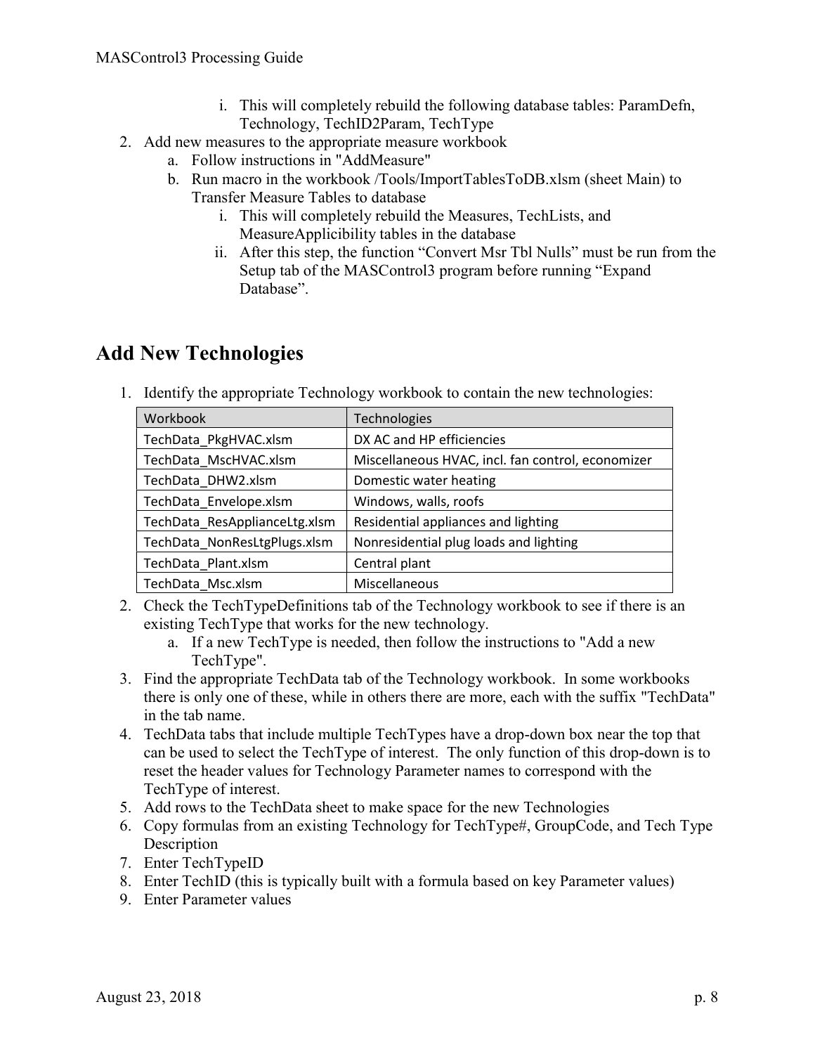i. This will completely rebuild the following database tables: ParamDefn, Technology, TechID2Param, TechType

2. Add new measures to the appropriate measure workbook
   a. Follow instructions in "AddMeasure"
   b. Run macro in the workbook /Tools/ImportTablesToDB.xlsm (sheet Main) to Transfer Measure Tables to database
      i. This will completely rebuild the Measures, TechLists, and MeasureApplicibility tables in the database
      ii. After this step, the function "Convert Msr Tbl Nulls" must be run from the Setup tab of the MASControl3 program before running "Expand Database".

## Add New Technologies

1. Identify the appropriate Technology workbook to contain the new technologies:

| Workbook | Technologies |
|---|---|
| TechData_PkgHVAC.xlsm | DX AC and HP efficiencies |
| TechData_MscHVAC.xlsm | Miscellaneous HVAC, incl. fan control, economizer |
| TechData_DHW2.xlsm | Domestic water heating |
| TechData_Envelope.xlsm | Windows, walls, roofs |
| TechData_ResApplianceLtg.xlsm | Residential appliances and lighting |
| TechData_NonResLtgPlugs.xlsm | Nonresidential plug loads and lighting |
| TechData_Plant.xlsm | Central plant |
| TechData_Msc.xlsm | Miscellaneous |

2. Check the TechTypeDefinitions tab of the Technology workbook to see if there is an existing TechType that works for the new technology.
   a. If a new TechType is needed, then follow the instructions to "Add a new TechType".
3. Find the appropriate TechData tab of the Technology workbook. In some workbooks there is only one of these, while in others there are more, each with the suffix "TechData" in the tab name.
4. TechData tabs that include multiple TechTypes have a drop-down box near the top that can be used to select the TechType of interest. The only function of this drop-down is to reset the header values for Technology Parameter names to correspond with the TechType of interest.
5. Add rows to the TechData sheet to make space for the new Technologies
6. Copy formulas from an existing Technology for TechType#, GroupCode, and Tech Type Description
7. Enter TechTypeID
8. Enter TechID (this is typically built with a formula based on key Parameter values)
9. Enter Parameter values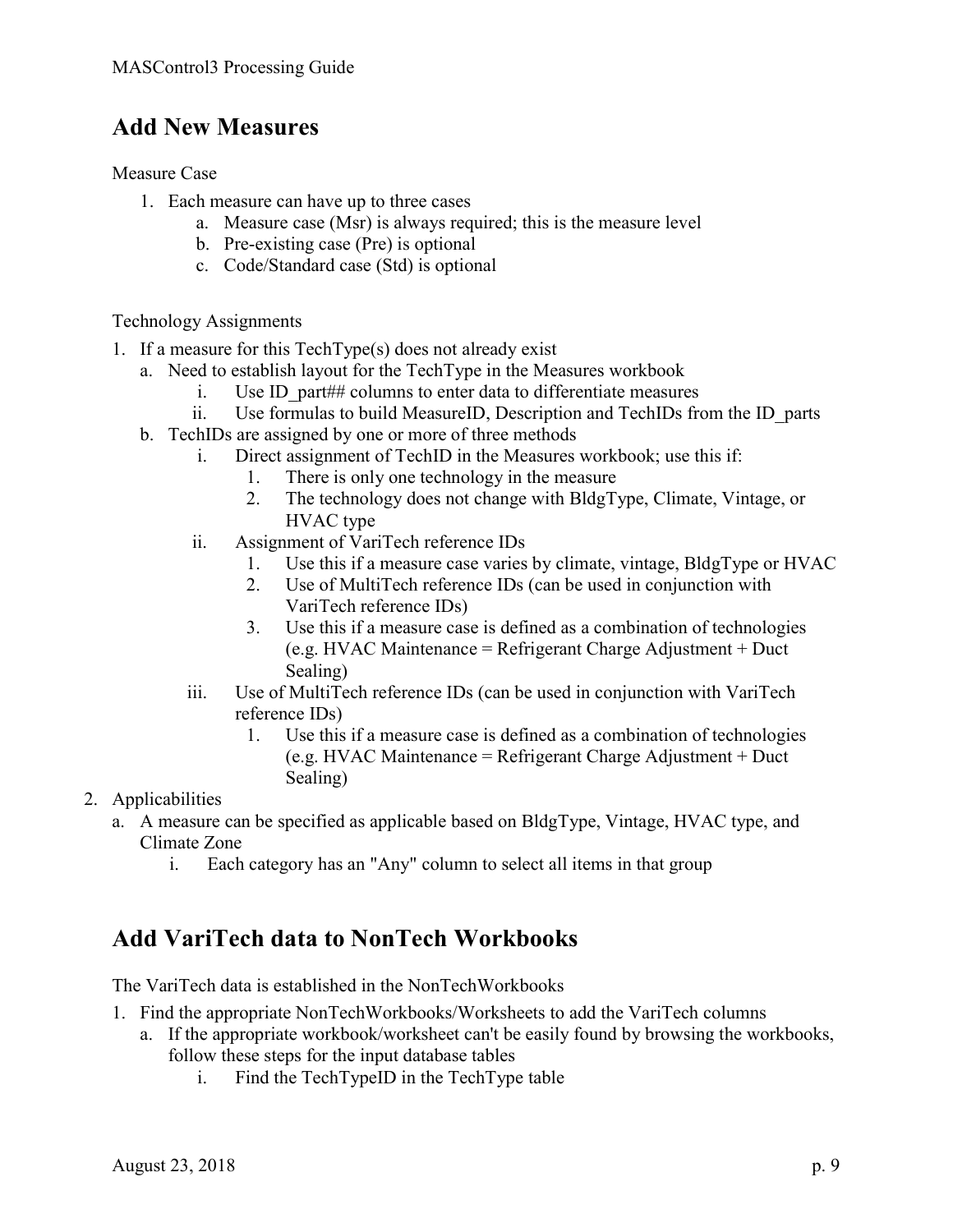## Add New Measures

Measure Case

1. Each measure can have up to three cases
    a. Measure case (Msr) is always required; this is the measure level
    b. Pre-existing case (Pre) is optional
    c. Code/Standard case (Std) is optional

Technology Assignments

1. If a measure for this TechType(s) does not already exist
    a. Need to establish layout for the TechType in the Measures workbook
        i. Use ID_part## columns to enter data to differentiate measures
        ii. Use formulas to build MeasureID, Description and TechIDs from the ID_parts
    b. TechIDs are assigned by one or more of three methods
        i. Direct assignment of TechID in the Measures workbook; use this if:
            1. There is only one technology in the measure
            2. The technology does not change with BldgType, Climate, Vintage, or HVAC type
        ii. Assignment of VariTech reference IDs
            1. Use this if a measure case varies by climate, vintage, BldgType or HVAC
            2. Use of MultiTech reference IDs (can be used in conjunction with VariTech reference IDs)
            3. Use this if a measure case is defined as a combination of technologies (e.g. HVAC Maintenance = Refrigerant Charge Adjustment + Duct Sealing)
        iii. Use of MultiTech reference IDs (can be used in conjunction with VariTech reference IDs)
            1. Use this if a measure case is defined as a combination of technologies (e.g. HVAC Maintenance = Refrigerant Charge Adjustment + Duct Sealing)
2. Applicabilities
    a. A measure can be specified as applicable based on BldgType, Vintage, HVAC type, and Climate Zone
        i. Each category has an "Any" column to select all items in that group

## Add VariTech data to NonTech Workbooks

The VariTech data is established in the NonTechWorkbooks

1. Find the appropriate NonTechWorkbooks/Worksheets to add the VariTech columns
    a. If the appropriate workbook/worksheet can't be easily found by browsing the workbooks, follow these steps for the input database tables
        i. Find the TechTypeID in the TechType table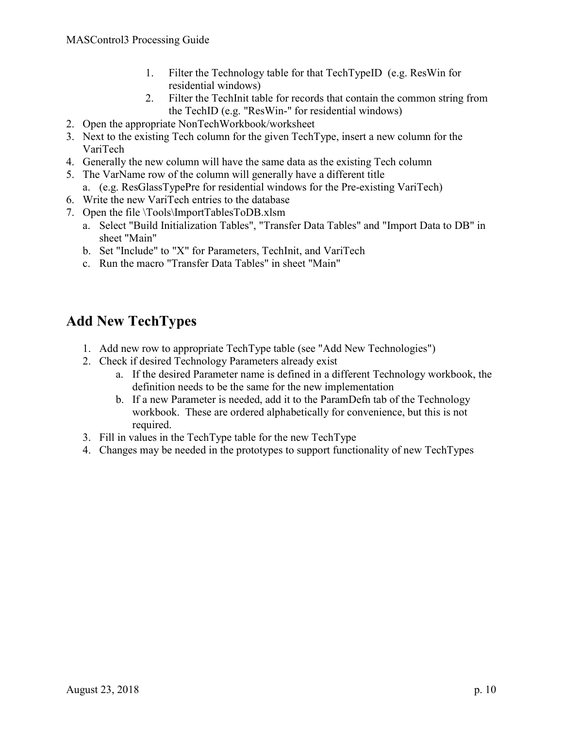1. Filter the Technology table for that TechTypeID (e.g. ResWin for residential windows)
    2. Filter the TechInit table for records that contain the common string from the TechID (e.g. "ResWin-" for residential windows)
2. Open the appropriate NonTechWorkbook/worksheet
3. Next to the existing Tech column for the given TechType, insert a new column for the VariTech
4. Generally the new column will have the same data as the existing Tech column
5. The VarName row of the column will generally have a different title
   a. (e.g. ResGlassTypePre for residential windows for the Pre-existing VariTech)
6. Write the new VariTech entries to the database
7. Open the file \Tools\ImportTablesToDB.xlsm
   a. Select "Build Initialization Tables", "Transfer Data Tables" and "Import Data to DB" in sheet "Main"
   b. Set "Include" to "X" for Parameters, TechInit, and VariTech
   c. Run the macro "Transfer Data Tables" in sheet "Main"

## Add New TechTypes

1. Add new row to appropriate TechType table (see "Add New Technologies")
2. Check if desired Technology Parameters already exist
   a. If the desired Parameter name is defined in a different Technology workbook, the definition needs to be the same for the new implementation
   b. If a new Parameter is needed, add it to the ParamDefn tab of the Technology workbook. These are ordered alphabetically for convenience, but this is not required.
3. Fill in values in the TechType table for the new TechType
4. Changes may be needed in the prototypes to support functionality of new TechTypes